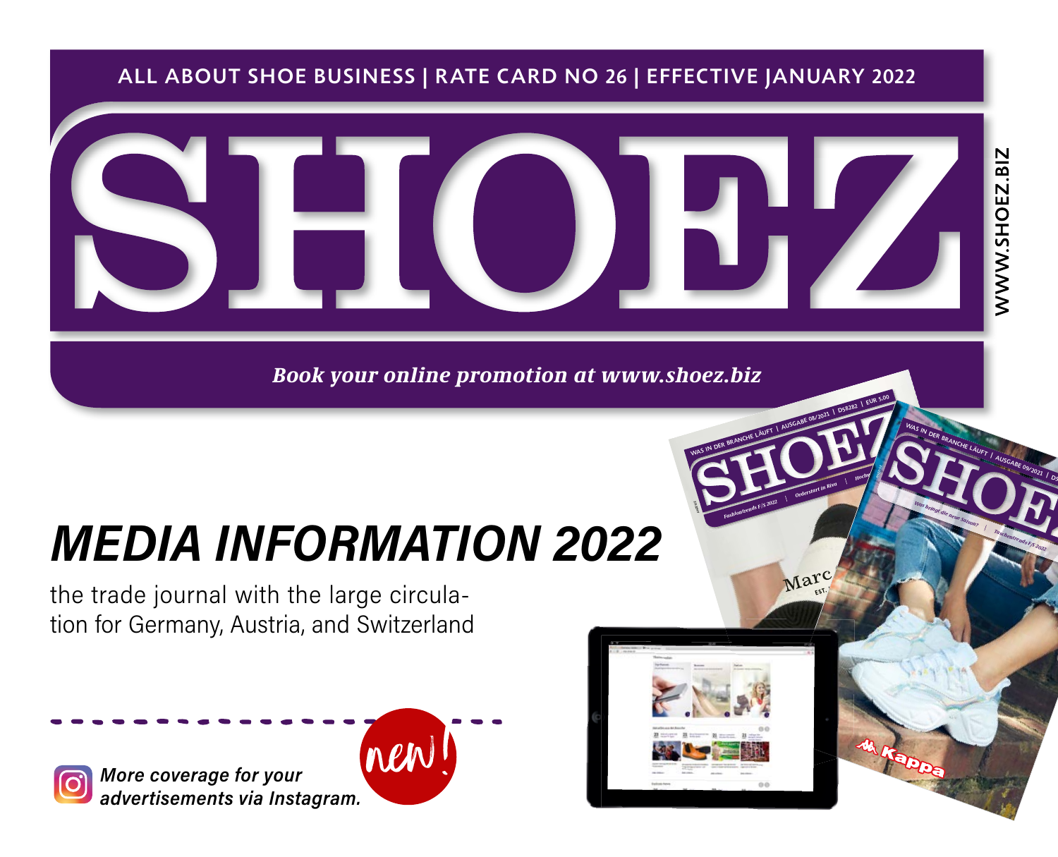ALL ABOUT SHOE BUSINESS | RATE CARD NO 26 | EFFECTIVE JANUARY 2022

# SHOEZ

WWW.SHOEZ.BIZ

*Book your online promotion at www.shoez.biz*

# *MEDIA INFORMATION 2022*

the trade journal with the large circulation for Germany, Austria, and Switzerland

new!

*More coverage for your advertisements via Instagram.*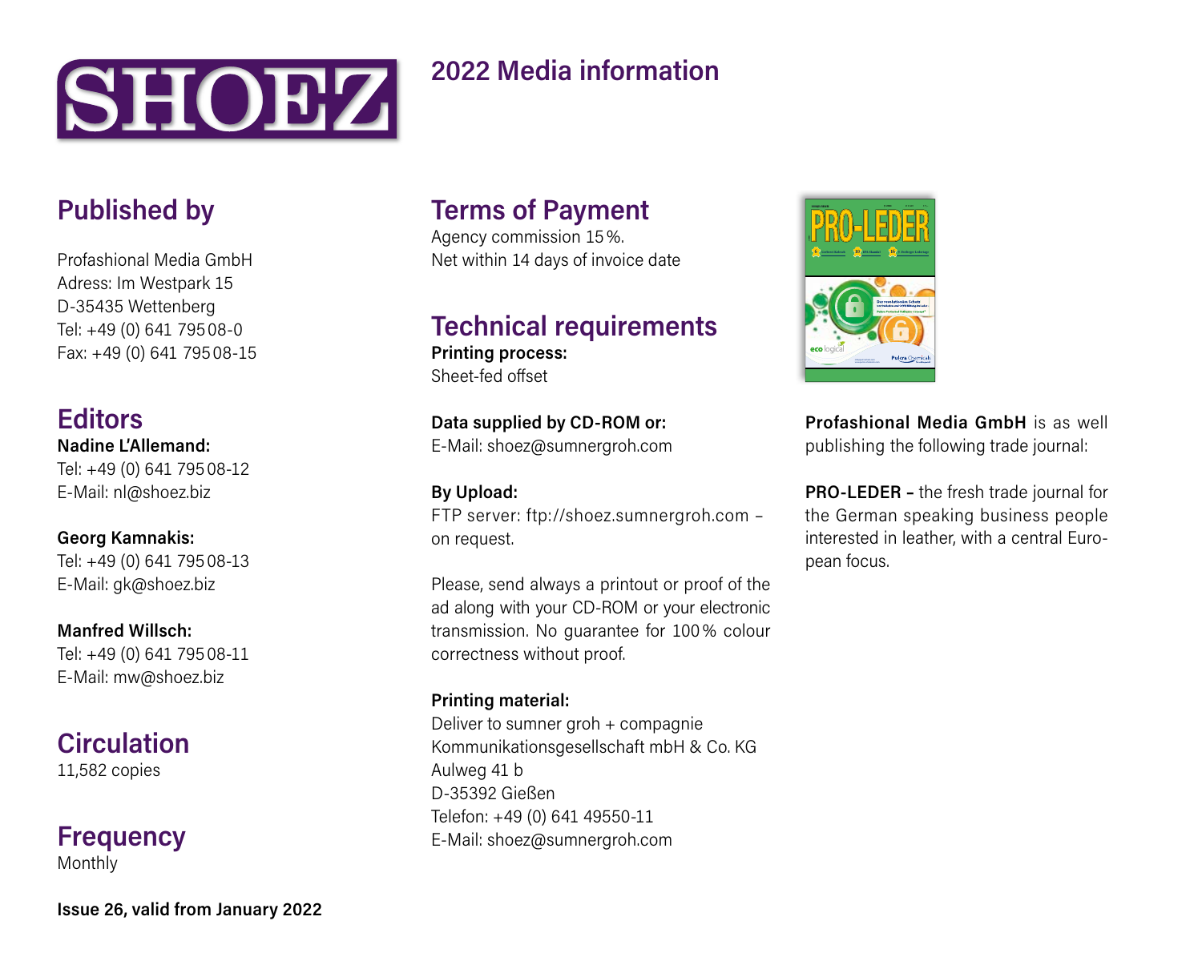# SHOEZ

## 2022 Media information

## Published by

Profashional Media GmbH
Adress: Im Westpark 15
D-35435 Wettenberg
Tel: +49 (0) 641 795 08-0
Fax: +49 (0) 641 795 08-15

## Editors

**Nadine L'Allemand:**
Tel: +49 (0) 641 795 08-12
E-Mail: nl@shoez.biz

**Georg Kamnakis:**
Tel: +49 (0) 641 795 08-13
E-Mail: gk@shoez.biz

**Manfred Willsch:**
Tel: +49 (0) 641 795 08-11
E-Mail: mw@shoez.biz

## Circulation

11,582 copies

## Frequency

Monthly

**Issue 26, valid from January 2022**

## Terms of Payment

Agency commission 15 %.
Net within 14 days of invoice date

## Technical requirements

**Printing process:**
Sheet-fed offset

**Data supplied by CD-ROM or:**
E-Mail: shoez@sumnergroh.com

**By Upload:**
FTP server: ftp://shoez.sumnergroh.com – on request.

Please, send always a printout or proof of the ad along with your CD-ROM or your electronic transmission. No guarantee for 100 % colour correctness without proof.

**Printing material:**
Deliver to sumner groh + compagnie
Kommunikationsgesellschaft mbH & Co. KG
Aulweg 41 b
D-35392 Gießen
Telefon: +49 (0) 641 49550-11
E-Mail: shoez@sumnergroh.com

**Profashional Media GmbH** is as well publishing the following trade journal:

**PRO-LEDER –** the fresh trade journal for the German speaking business people interested in leather, with a central European focus.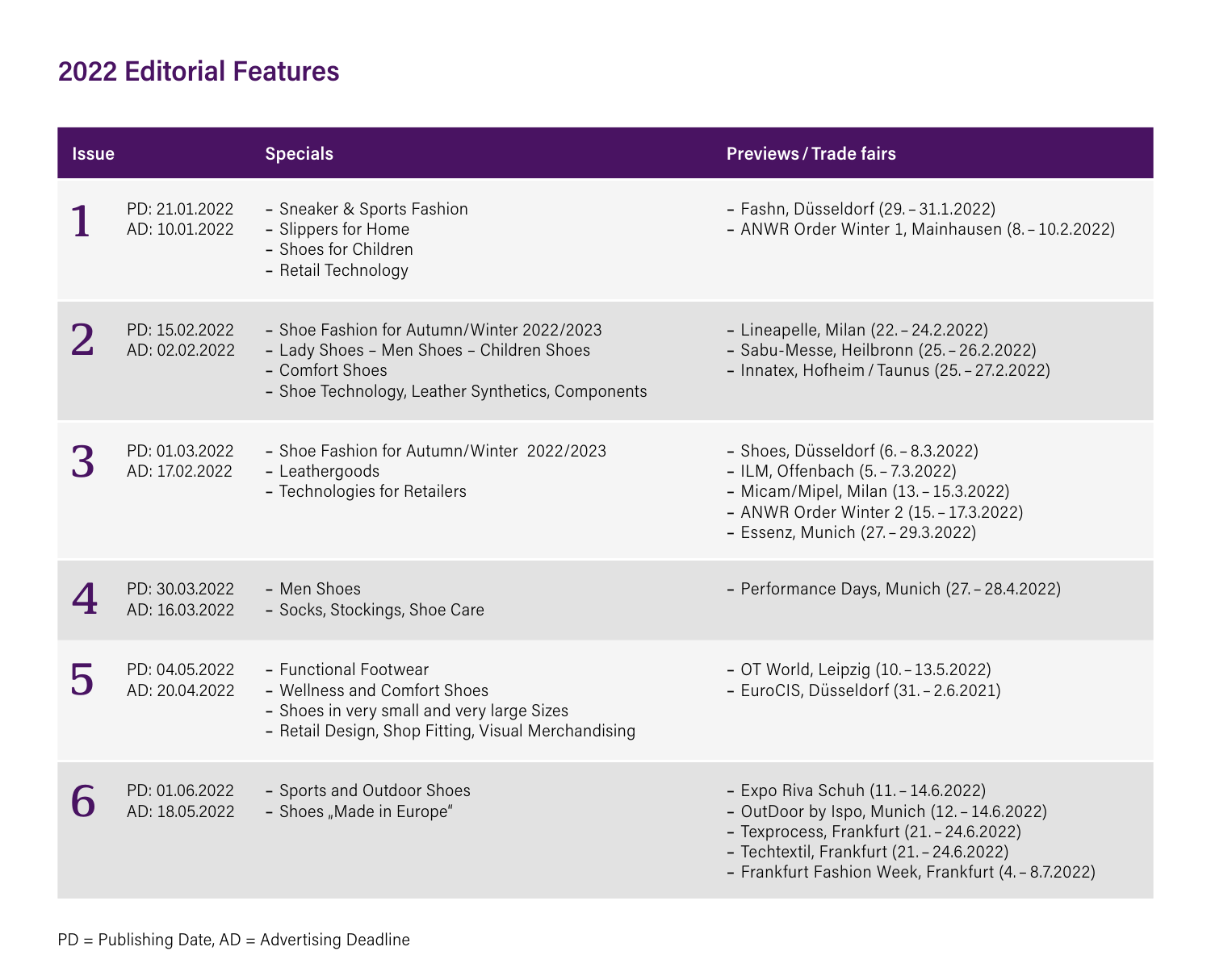# 2022 Editorial Features

| Issue | | Specials | Previews / Trade fairs |
|---|---|---|---|
| 1 | PD: 21.01.2022<br>AD: 10.01.2022 | – Sneaker & Sports Fashion<br>– Slippers for Home<br>– Shoes for Children<br>– Retail Technology | – Fashn, Düsseldorf (29. – 31.1.2022)<br>– ANWR Order Winter 1, Mainhausen (8. – 10.2.2022) |
| 2 | PD: 15.02.2022<br>AD: 02.02.2022 | – Shoe Fashion for Autumn/Winter 2022/2023<br>– Lady Shoes – Men Shoes – Children Shoes<br>– Comfort Shoes<br>– Shoe Technology, Leather Synthetics, Components | – Lineapelle, Milan (22. – 24.2.2022)<br>– Sabu-Messe, Heilbronn (25. – 26.2.2022)<br>– Innatex, Hofheim / Taunus (25. – 27.2.2022) |
| 3 | PD: 01.03.2022<br>AD: 17.02.2022 | – Shoe Fashion for Autumn/Winter 2022/2023<br>– Leathergoods<br>– Technologies for Retailers | – Shoes, Düsseldorf (6. – 8.3.2022)<br>– ILM, Offenbach (5. – 7.3.2022)<br>– Micam/Mipel, Milan (13. – 15.3.2022)<br>– ANWR Order Winter 2 (15. – 17.3.2022)<br>– Essenz, Munich (27. – 29.3.2022) |
| 4 | PD: 30.03.2022<br>AD: 16.03.2022 | – Men Shoes<br>– Socks, Stockings, Shoe Care | – Performance Days, Munich (27. – 28.4.2022) |
| 5 | PD: 04.05.2022<br>AD: 20.04.2022 | – Functional Footwear<br>– Wellness and Comfort Shoes<br>– Shoes in very small and very large Sizes<br>– Retail Design, Shop Fitting, Visual Merchandising | – OT World, Leipzig (10. – 13.5.2022)<br>– EuroCIS, Düsseldorf (31. – 2.6.2021) |
| 6 | PD: 01.06.2022<br>AD: 18.05.2022 | – Sports and Outdoor Shoes<br>– Shoes „Made in Europe" | – Expo Riva Schuh (11. – 14.6.2022)<br>– OutDoor by Ispo, Munich (12. – 14.6.2022)<br>– Texprocess, Frankfurt (21. – 24.6.2022)<br>– Techtextil, Frankfurt (21. – 24.6.2022)<br>– Frankfurt Fashion Week, Frankfurt (4. – 8.7.2022) |

PD = Publishing Date, AD = Advertising Deadline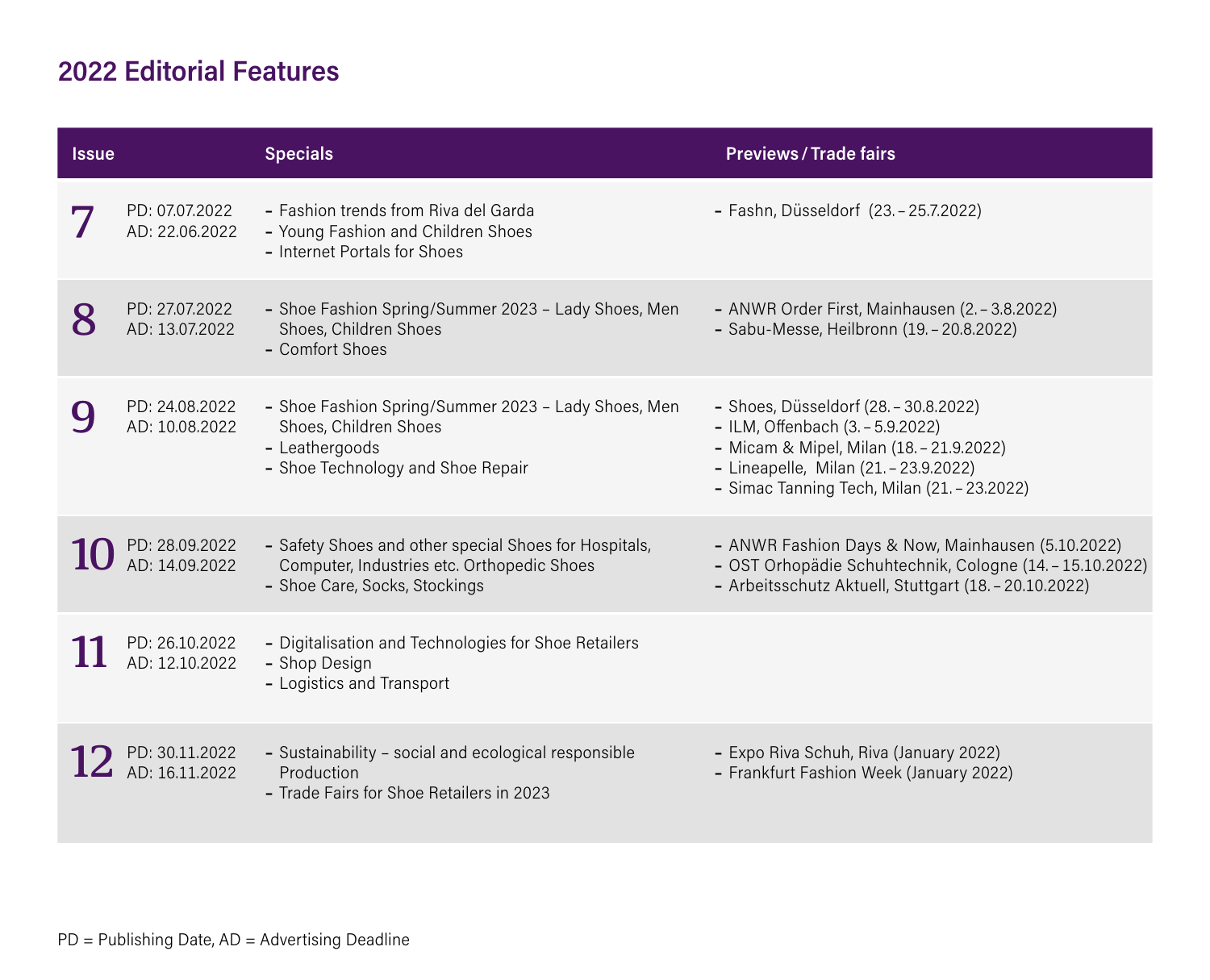## 2022 Editorial Features

| Issue | | Specials | Previews / Trade fairs |
|---|---|---|---|
| 7 | PD: 07.07.2022<br>AD: 22.06.2022 | - Fashion trends from Riva del Garda<br>- Young Fashion and Children Shoes<br>- Internet Portals for Shoes | - Fashn, Düsseldorf (23. – 25.7.2022) |
| 8 | PD: 27.07.2022<br>AD: 13.07.2022 | - Shoe Fashion Spring/Summer 2023 – Lady Shoes, Men Shoes, Children Shoes<br>- Comfort Shoes | - ANWR Order First, Mainhausen (2. – 3.8.2022)<br>- Sabu-Messe, Heilbronn (19. – 20.8.2022) |
| 9 | PD: 24.08.2022<br>AD: 10.08.2022 | - Shoe Fashion Spring/Summer 2023 – Lady Shoes, Men Shoes, Children Shoes<br>- Leathergoods<br>- Shoe Technology and Shoe Repair | - Shoes, Düsseldorf (28. – 30.8.2022)<br>- ILM, Offenbach (3. – 5.9.2022)<br>- Micam & Mipel, Milan (18. – 21.9.2022)<br>- Lineapelle, Milan (21. – 23.9.2022)<br>- Simac Tanning Tech, Milan (21. – 23.2022) |
| 10 | PD: 28.09.2022<br>AD: 14.09.2022 | - Safety Shoes and other special Shoes for Hospitals, Computer, Industries etc. Orthopedic Shoes<br>- Shoe Care, Socks, Stockings | - ANWR Fashion Days & Now, Mainhausen (5.10.2022)<br>- OST Orhopädie Schuhtechnik, Cologne (14. – 15.10.2022)<br>- Arbeitsschutz Aktuell, Stuttgart (18. – 20.10.2022) |
| 11 | PD: 26.10.2022<br>AD: 12.10.2022 | - Digitalisation and Technologies for Shoe Retailers<br>- Shop Design<br>- Logistics and Transport | |
| 12 | PD: 30.11.2022<br>AD: 16.11.2022 | - Sustainability – social and ecological responsible Production<br>- Trade Fairs for Shoe Retailers in 2023 | - Expo Riva Schuh, Riva (January 2022)<br>- Frankfurt Fashion Week (January 2022) |

PD = Publishing Date, AD = Advertising Deadline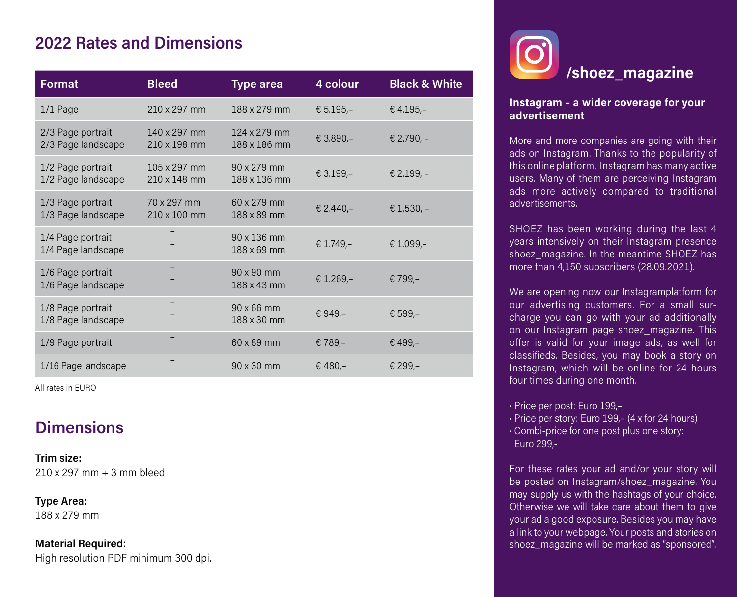## 2022 Rates and Dimensions

| Format | Bleed | Type area | 4 colour | Black & White |
|---|---|---|---|---|
| 1/1 Page | 210 x 297 mm | 188 x 279 mm | € 5.195,– | € 4.195,– |
| 2/3 Page portrait<br>2/3 Page landscape | 140 x 297 mm<br>210 x 198 mm | 124 x 279 mm<br>188 x 186 mm | € 3.890,– | € 2.790, – |
| 1/2 Page portrait<br>1/2 Page landscape | 105 x 297 mm<br>210 x 148 mm | 90 x 279 mm<br>188 x 136 mm | € 3.199,– | € 2.199, – |
| 1/3 Page portrait<br>1/3 Page landscape | 70 x 297 mm<br>210 x 100 mm | 60 x 279 mm<br>188 x 89 mm | € 2.440,– | € 1.530, – |
| 1/4 Page portrait<br>1/4 Page landscape | –<br>– | 90 x 136 mm<br>188 x 69 mm | € 1.749,– | € 1.099,– |
| 1/6 Page portrait<br>1/6 Page landscape | –<br>– | 90 x 90 mm<br>188 x 43 mm | € 1.269,– | € 799,– |
| 1/8 Page portrait<br>1/8 Page landscape | –<br>– | 90 x 66 mm<br>188 x 30 mm | € 949,– | € 599,– |
| 1/9 Page portrait | – | 60 x 89 mm | € 789,– | € 499,– |
| 1/16 Page landscape | – | 90 x 30 mm | € 480,– | € 299,– |

All rates in EURO

## Dimensions

**Trim size:**
210 x 297 mm + 3 mm bleed

**Type Area:**
188 x 279 mm

**Material Required:**
High resolution PDF minimum 300 dpi.

## /shoez_magazine

**Instagram – a wider coverage for your advertisement**

More and more companies are going with their ads on Instagram. Thanks to the popularity of this online platform, Instagram has many active users. Many of them are perceiving Instagram ads more actively compared to traditional advertisements.

SHOEZ has been working during the last 4 years intensively on their Instagram presence shoez_magazine. In the meantime SHOEZ has more than 4,150 subscribers (28.09.2021).

We are opening now our Instagramplatform for our advertising customers. For a small surcharge you can go with your ad additionally on our Instagram page shoez_magazine. This offer is valid for your image ads, as well for classifieds. Besides, you may book a story on Instagram, which will be online for 24 hours four times during one month.

- Price per post: Euro 199,–
- Price per story: Euro 199,– (4 x for 24 hours)
- Combi-price for one post plus one story: Euro 299,-

For these rates your ad and/or your story will be posted on Instagram/shoez_magazine. You may supply us with the hashtags of your choice. Otherwise we will take care about them to give your ad a good exposure. Besides you may have a link to your webpage. Your posts and stories on shoez_magazine will be marked as "sponsored".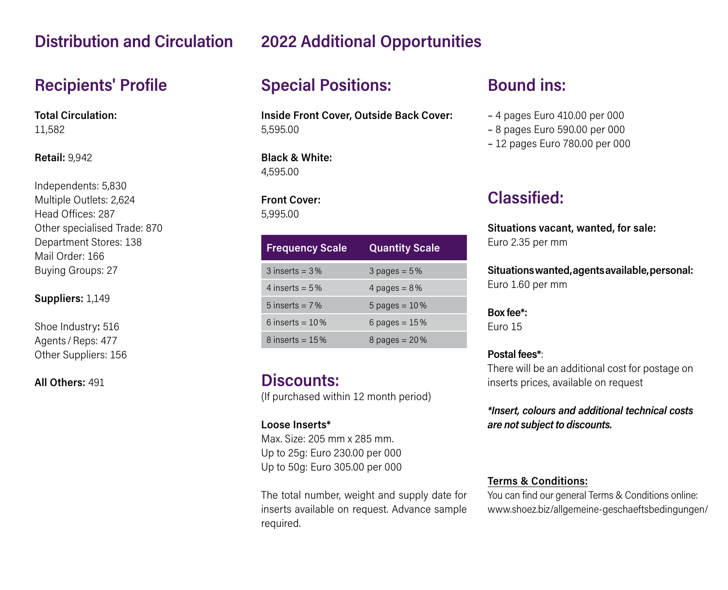# Distribution and Circulation

## Recipients' Profile

**Total Circulation:**
11,582

**Retail:** 9,942

Independents: 5,830
Multiple Outlets: 2,624
Head Offices: 287
Other specialised Trade: 870
Department Stores: 138
Mail Order: 166
Buying Groups: 27

**Suppliers:** 1,149

Shoe Industry**:** 516
Agents / Reps: 477
Other Suppliers: 156

**All Others:** 491

# 2022 Additional Opportunities

## Special Positions:

**Inside Front Cover, Outside Back Cover:**
5,595.00

**Black & White:**
4,595.00

**Front Cover:**
5,995.00

| Frequency Scale | Quantity Scale |
|---|---|
| 3 inserts = 3 % | 3 pages = 5 % |
| 4 inserts = 5 % | 4 pages = 8 % |
| 5 inserts = 7 % | 5 pages = 10 % |
| 6 inserts = 10 % | 6 pages = 15 % |
| 8 inserts = 15 % | 8 pages = 20 % |

## Discounts:
(If purchased within 12 month period)

**Loose Inserts***
Max. Size: 205 mm x 285 mm.
Up to 25g: Euro 230.00 per 000
Up to 50g: Euro 305.00 per 000

The total number, weight and supply date for inserts available on request. Advance sample required.

## Bound ins:

- 4 pages Euro 410.00 per 000
- 8 pages Euro 590.00 per 000
- 12 pages Euro 780.00 per 000

## Classified:

**Situations vacant, wanted, for sale:**
Euro 2.35 per mm

**Situations wanted, agents available, personal:**
Euro 1.60 per mm

**Box fee*:**
Euro 15

**Postal fees***:
There will be an additional cost for postage on inserts prices, available on request

***Insert, colours and additional technical costs are not subject to discounts.***

**Terms & Conditions:**
You can find our general Terms & Conditions online:
www.shoez.biz/allgemeine-geschaeftsbedingungen/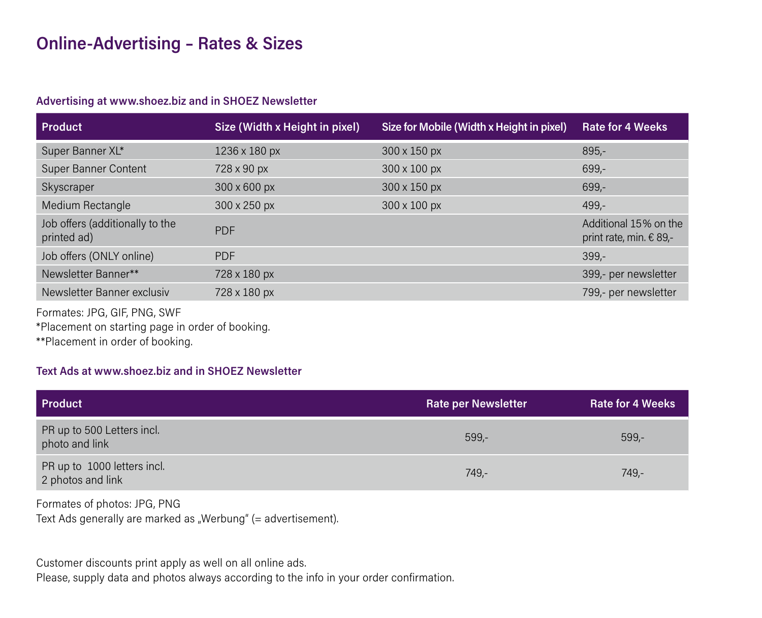# Online-Advertising – Rates & Sizes

### Advertising at www.shoez.biz and in SHOEZ Newsletter

| Product | Size (Width x Height in pixel) | Size for Mobile (Width x Height in pixel) | Rate for 4 Weeks |
|---|---|---|---|
| Super Banner XL* | 1236 x 180 px | 300 x 150 px | 895,- |
| Super Banner Content | 728 x 90 px | 300 x 100 px | 699,- |
| Skyscraper | 300 x 600 px | 300 x 150 px | 699,- |
| Medium Rectangle | 300 x 250 px | 300 x 100 px | 499,- |
| Job offers (additionally to the printed ad) | PDF | | Additional 15% on the print rate, min. € 89,- |
| Job offers (ONLY online) | PDF | | 399,- |
| Newsletter Banner** | 728 x 180 px | | 399,- per newsletter |
| Newsletter Banner exclusiv | 728 x 180 px | | 799,- per newsletter |

Formates: JPG, GIF, PNG, SWF
*Placement on starting page in order of booking.
**Placement in order of booking.

### Text Ads at www.shoez.biz and in SHOEZ Newsletter

| Product | Rate per Newsletter | Rate for 4 Weeks |
|---|---|---|
| PR up to 500 Letters incl. photo and link | 599,- | 599,- |
| PR up to 1000 letters incl. 2 photos and link | 749,- | 749,- |

Formates of photos: JPG, PNG
Text Ads generally are marked as „Werbung“ (= advertisement).

Customer discounts print apply as well on all online ads.
Please, supply data and photos always according to the info in your order confirmation.